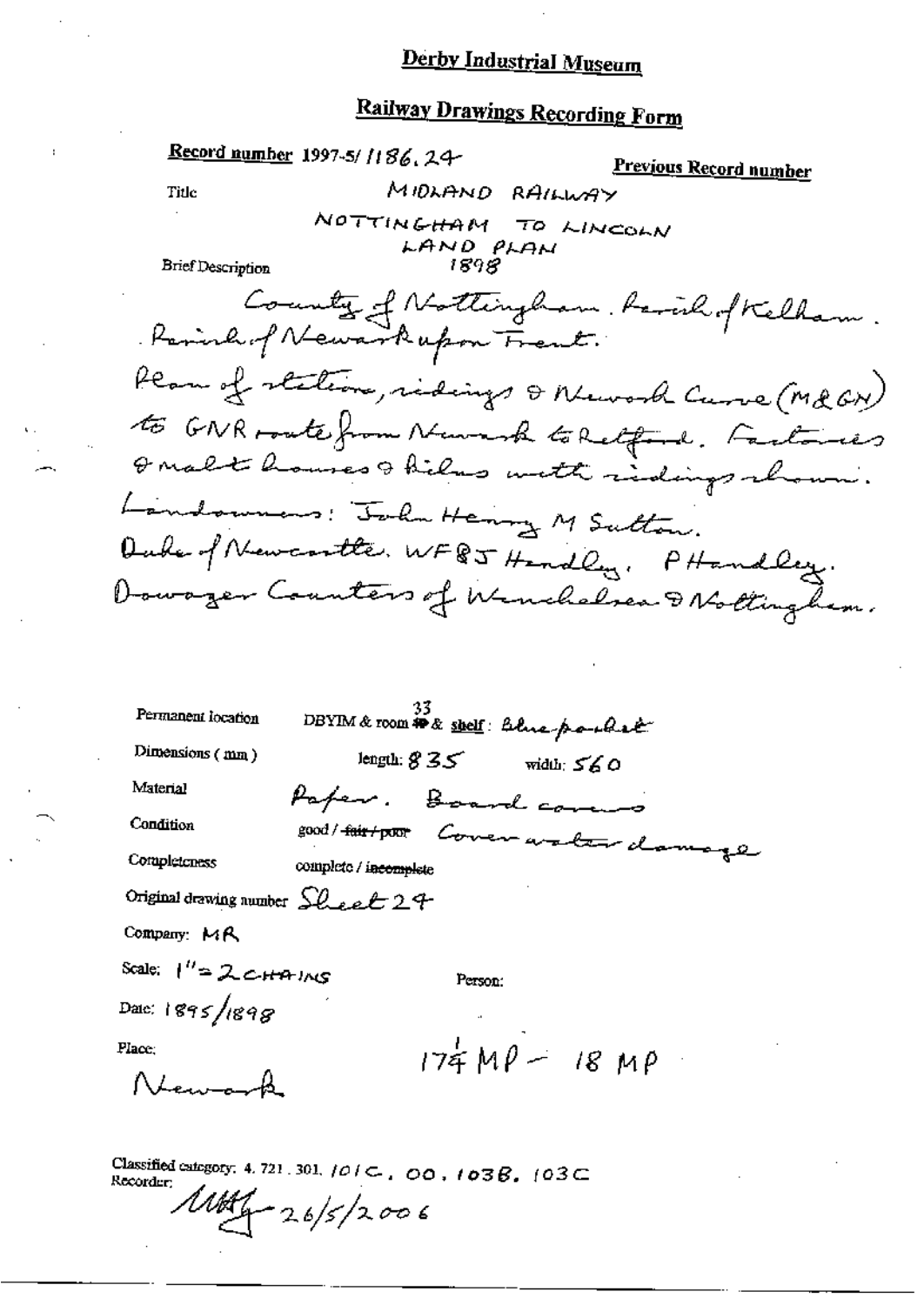# Derby Industrial Museum

## Railway Drawings Recording Form

**Record number** 1997-5/ 1186.24

**Previous Record number**

Title

MIDLAND RAILWAY

NOTTINGHAM TO LINCOLN

LAND PLAN

1898

Brief Description

County of Nottingham. Parish of Kelham. Parish of Newark upon Trent.

Plan of station, sidings & Newark Curve (M&GN) to GNR route from Newark to Retford. Factories & malt houses & kilns with sidings shown.

Landowners: John Henry M Sutton. Duke of Newcastle. WF&J Handley. P Handley. Dowager Countess of Winchelsea & Nottingham.

Permanent location: DBYIM & room 33 & shelf: Blue pocket

Dimensions ( mm ): length: 835 width: 560

Material: Paper. Board covers

Condition: good / ~~fair / poor~~ Cover water damage

Completeness: complete / ~~incomplete~~

Original drawing number: Sheet 24

Company: MR

Scale: 1" = 2 CHAINS

Person:

Date: 1895/1898

Place: Newark

17¼ MP – 18 MP

Classified category: 4. 721. 301. 101C. 00. 103B. 103C

Recorder: [signature] 26/5/2006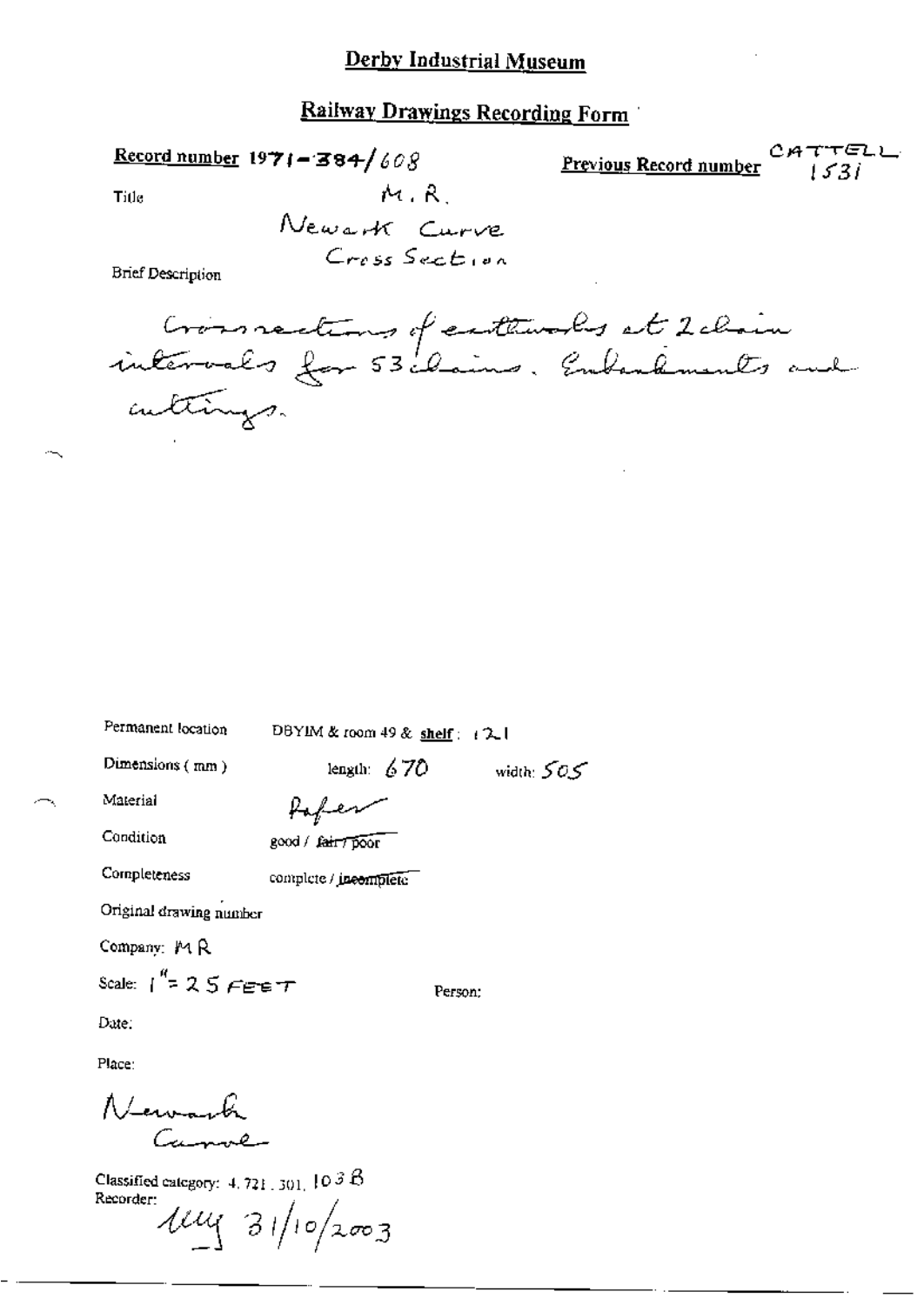# Derby Industrial Museum

## Railway Drawings Recording Form

**Record number** 1971-384/608

**Previous Record number** CATTELL 1531

Title

M.R.
Newark Curve
Cross Section

Brief Description

Cross sections of earthworks at 2 chain intervals for 53 chains. Embankments and cuttings.

Permanent location: DBYIM & room 49 & **shelf**: 121

Dimensions (mm): length: 670 width: 505

Material: Paper

Condition: good / ~~fair / poor~~

Completeness: complete / ~~incomplete~~

Original drawing number

Company: MR

Scale: 1" = 25 FEET

Person:

Date:

Place:

Newark Curve

Classified category: 4.721.301.103 B

Recorder: 31/10/2003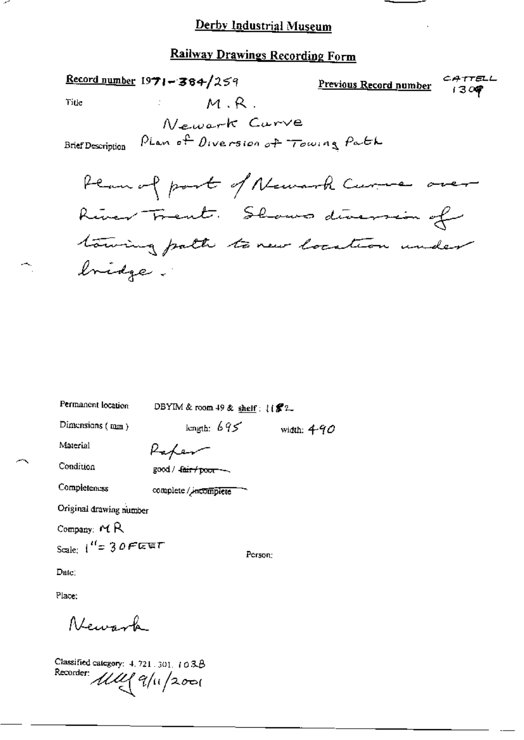# Derby Industrial Museum

## Railway Drawings Recording Form

**Record number** 1971-384/259

**Previous Record number** CATTELL 1309

Title M.R.

Newark Curve

Brief Description Plan of Diversion of Towing Path

Plan of part of Newark Curve over River Trent. Shows diversion of towing path to new location under bridge.

Permanent location DBYIM & room 49 & shelf: 1182

Dimensions (mm) length: 695 width: 490

Material Paper

Condition good / ~~fair / poor~~

Completeness complete / ~~incomplete~~

Original drawing number

Company: MR

Scale: 1" = 30 FEET

Person:

Date:

Place:

Newark

Classified category: 4.721.301.103B

Recorder: [initials] 9/11/2001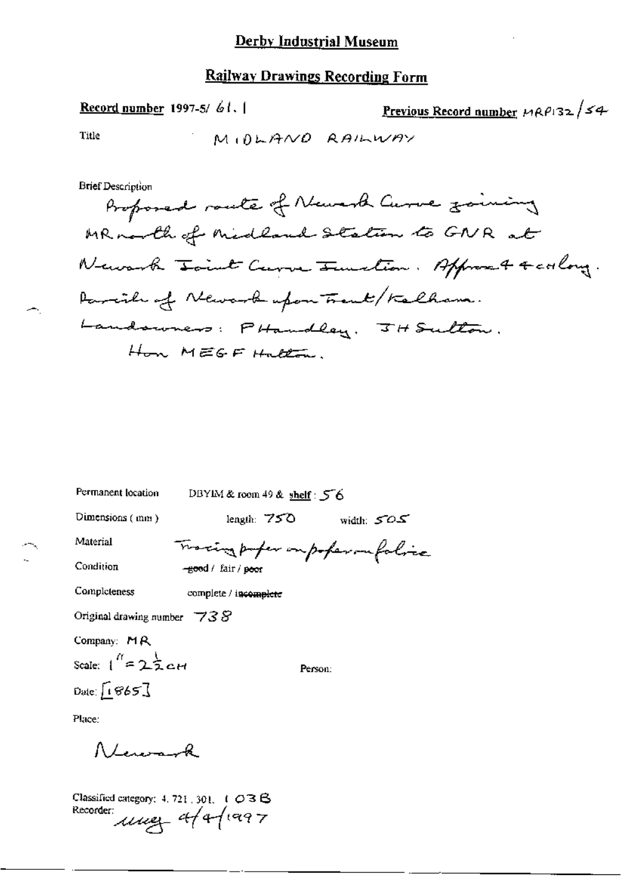# Derby Industrial Museum

## Railway Drawings Recording Form

**Record number** 1997-5/ 61. 1

**Previous Record number** MRP132/54

Title: MIDLAND RAILWAY

Brief Description

Proposed route of Newark Curve joining MR north of Midland Station to GNR at Newark Joint Curve Junction. Approx 4 4ch long. Parish of Newark upon Trent/Kelham. Landowners: P Handley, J H Sutton, Hon M E G F Hutton.

Permanent location: DBYIM & room 49 & shelf: 56

Dimensions (mm): length: 750 width: 505

Material: Tracing paper on paper on fabric

Condition: ~~good~~ / fair / poor

Completeness: complete / ~~incomplete~~

Original drawing number: 738

Company: MR

Scale: 1" = 2½ cH

Person:

Date: [1865]

Place:

Newark

Classified category: 4. 721. 301. 1 03B

Recorder: mcg 4/4/1997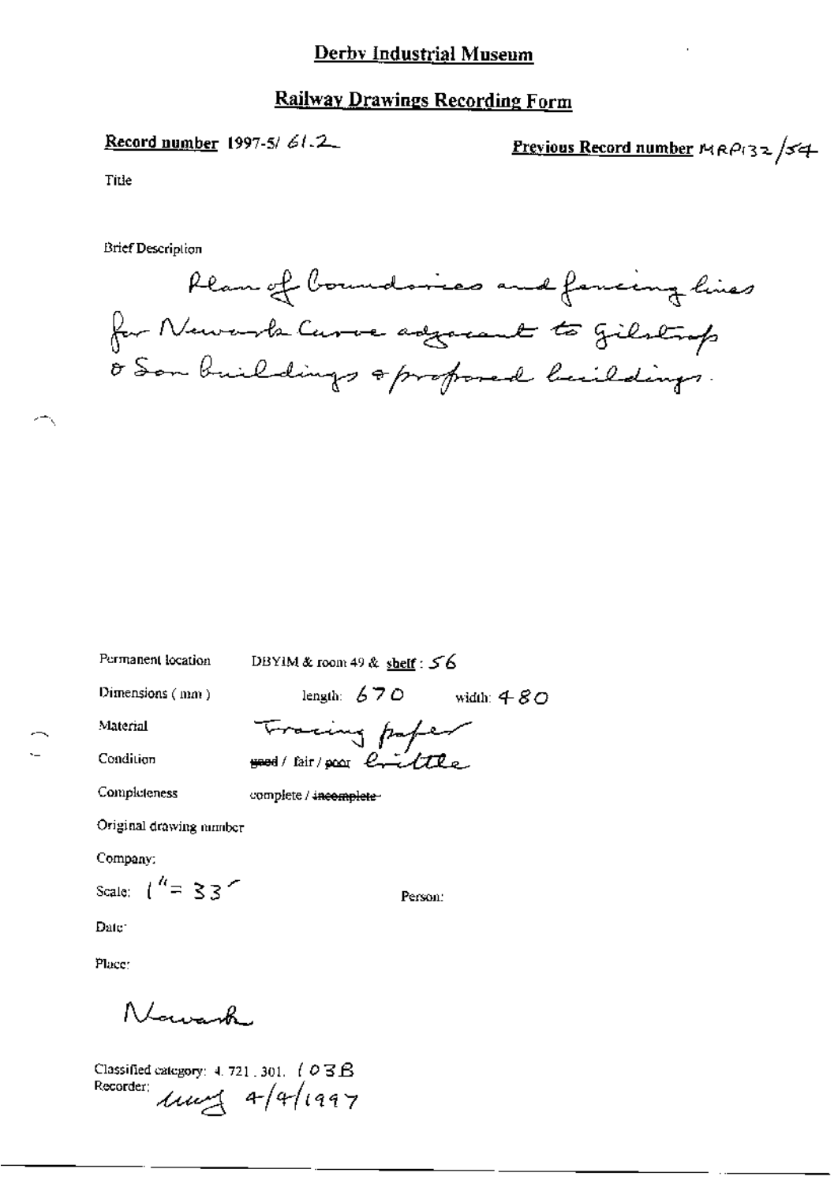# Derby Industrial Museum

## Railway Drawings Recording Form

**Record number** 1997-5/ 61.2

**Previous Record number** MRP132/54

Title

Brief Description

Plan of boundaries and fencing lines for Newark Curve adjacent to Gilstrap & Son buildings & proposed buildings.

Permanent location: DBYIM & room 49 & **shelf**: 56

Dimensions (mm): length: 670 width: 480

Material: Tracing paper

Condition: ~~good~~ / fair / ~~poor~~ brittle

Completeness: complete / ~~incomplete~~

Original drawing number

Company:

Scale: 1" = 33'

Person:

Date:

Place:

Newark

Classified category: 4.721.301. (03B

Recorder: mug 4/4/1997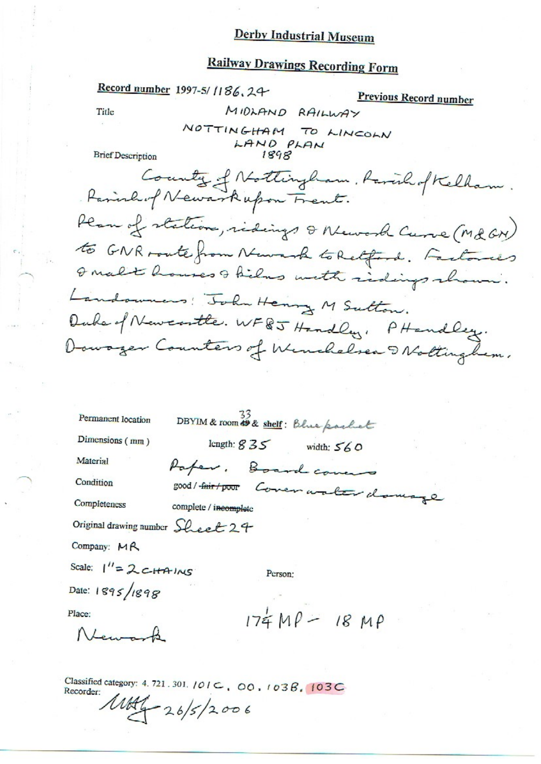# Derby Industrial Museum

## Railway Drawings Recording Form

**Record number** 1997-5/1186.24

**Previous Record number**

Title

MIDLAND RAILWAY

NOTTINGHAM TO LINCOLN

LAND PLAN

1898

Brief Description

County of Nottingham. Parish of Kelham. Parish of Newark upon Trent.

Plan of station, sidings & Newark Curve (M&GN) to GNR route from Newark to Retford. Factories & malt houses & kilns with sidings shown.

Landowners: John Henry M Sutton. Duke of Newcastle. WF & J Handley. P Handley. Dowager Countess of Winchelsea & Nottingham.

Permanent location DBYIM & room ~~49~~ 33 & **shelf**: Blue pocket

Dimensions ( mm ) length: 835 width: 560

Material Paper. Board covers

Condition good / ~~fair / poor~~ Cover water damage

Completeness complete / ~~incomplete~~

Original drawing number Sheet 24

Company: MR

Scale: 1" = 2 CHAINS

Person:

Date: 1895/1898

Place:

Newark

17¼ MP – 18 MP

Classified category: 4. 721. 301. 101C. 00. 103B. 103C

Recorder:

MAG 26/5/2006